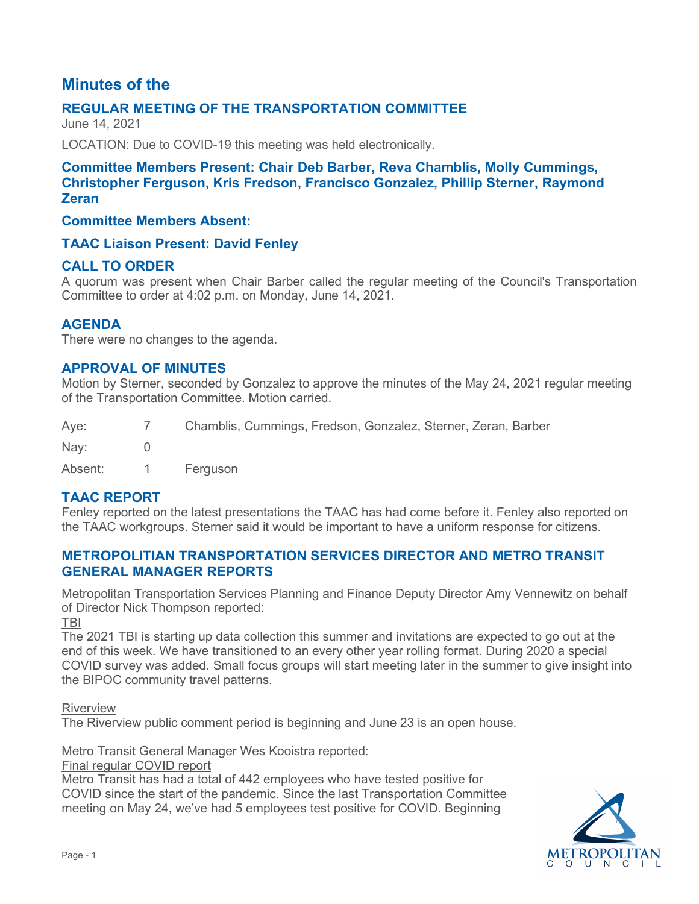# Minutes of the

## REGULAR MEETING OF THE TRANSPORTATION COMMITTEE

June 14, 2021

LOCATION: Due to COVID-19 this meeting was held electronically.

### Committee Members Present: Chair Deb Barber, Reva Chamblis, Molly Cummings, Christopher Ferguson, Kris Fredson, Francisco Gonzalez, Phillip Sterner, Raymond Zeran

### Committee Members Absent:

### TAAC Liaison Present: David Fenley

## CALL TO ORDER

A quorum was present when Chair Barber called the regular meeting of the Council's Transportation Committee to order at 4:02 p.m. on Monday, June 14, 2021.

## AGENDA

There were no changes to the agenda.

## APPROVAL OF MINUTES

Motion by Sterner, seconded by Gonzalez to approve the minutes of the May 24, 2021 regular meeting of the Transportation Committee. Motion carried.

| | | |
|---|---|---|
| Aye: | 7 | Chamblis, Cummings, Fredson, Gonzalez, Sterner, Zeran, Barber |
| Nay: | 0 | |
| Absent: | 1 | Ferguson |

## TAAC REPORT

Fenley reported on the latest presentations the TAAC has had come before it. Fenley also reported on the TAAC workgroups. Sterner said it would be important to have a uniform response for citizens.

## METROPOLITAN TRANSPORTATION SERVICES DIRECTOR AND METRO TRANSIT GENERAL MANAGER REPORTS

Metropolitan Transportation Services Planning and Finance Deputy Director Amy Vennewitz on behalf of Director Nick Thompson reported:

TBI

The 2021 TBI is starting up data collection this summer and invitations are expected to go out at the end of this week. We have transitioned to an every other year rolling format. During 2020 a special COVID survey was added. Small focus groups will start meeting later in the summer to give insight into the BIPOC community travel patterns.

Riverview

The Riverview public comment period is beginning and June 23 is an open house.

Metro Transit General Manager Wes Kooistra reported:

Final regular COVID report

Metro Transit has had a total of 442 employees who have tested positive for COVID since the start of the pandemic. Since the last Transportation Committee meeting on May 24, we've had 5 employees test positive for COVID. Beginning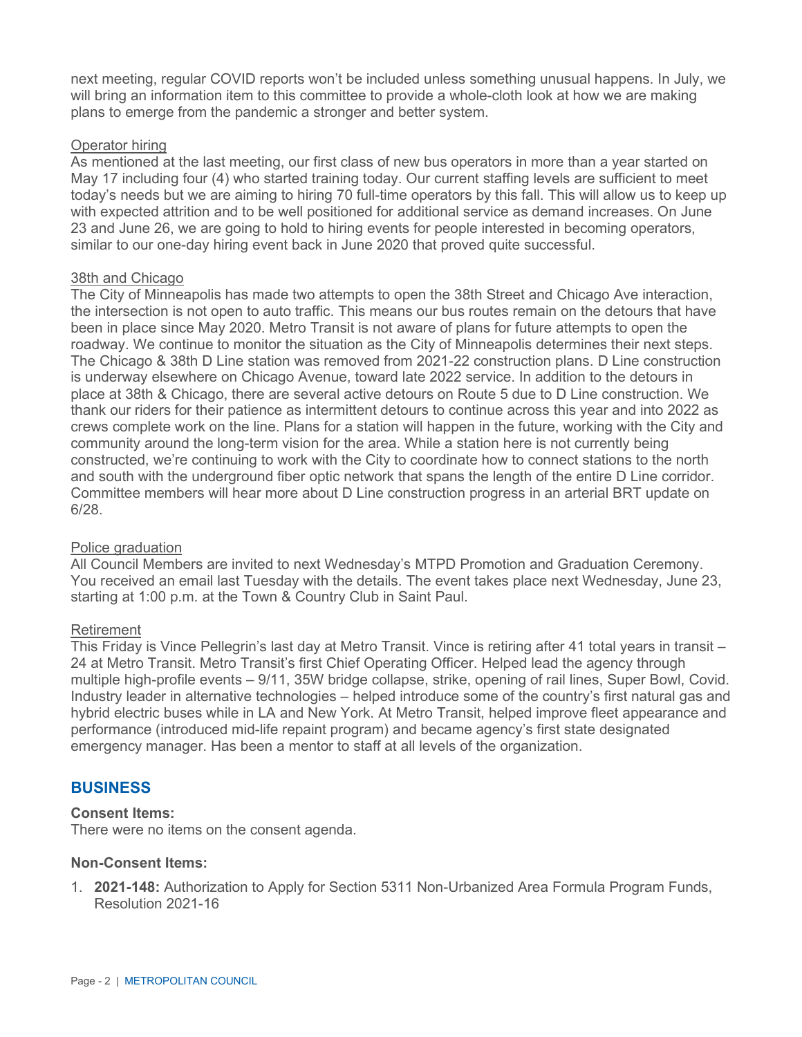next meeting, regular COVID reports won't be included unless something unusual happens. In July, we will bring an information item to this committee to provide a whole-cloth look at how we are making plans to emerge from the pandemic a stronger and better system.

Operator hiring

As mentioned at the last meeting, our first class of new bus operators in more than a year started on May 17 including four (4) who started training today. Our current staffing levels are sufficient to meet today's needs but we are aiming to hiring 70 full-time operators by this fall. This will allow us to keep up with expected attrition and to be well positioned for additional service as demand increases. On June 23 and June 26, we are going to hold to hiring events for people interested in becoming operators, similar to our one-day hiring event back in June 2020 that proved quite successful.

38th and Chicago

The City of Minneapolis has made two attempts to open the 38th Street and Chicago Ave interaction, the intersection is not open to auto traffic. This means our bus routes remain on the detours that have been in place since May 2020. Metro Transit is not aware of plans for future attempts to open the roadway. We continue to monitor the situation as the City of Minneapolis determines their next steps. The Chicago & 38th D Line station was removed from 2021-22 construction plans. D Line construction is underway elsewhere on Chicago Avenue, toward late 2022 service. In addition to the detours in place at 38th & Chicago, there are several active detours on Route 5 due to D Line construction. We thank our riders for their patience as intermittent detours to continue across this year and into 2022 as crews complete work on the line. Plans for a station will happen in the future, working with the City and community around the long-term vision for the area. While a station here is not currently being constructed, we're continuing to work with the City to coordinate how to connect stations to the north and south with the underground fiber optic network that spans the length of the entire D Line corridor. Committee members will hear more about D Line construction progress in an arterial BRT update on 6/28.

Police graduation

All Council Members are invited to next Wednesday's MTPD Promotion and Graduation Ceremony. You received an email last Tuesday with the details. The event takes place next Wednesday, June 23, starting at 1:00 p.m. at the Town & Country Club in Saint Paul.

Retirement

This Friday is Vince Pellegrin's last day at Metro Transit. Vince is retiring after 41 total years in transit – 24 at Metro Transit. Metro Transit's first Chief Operating Officer. Helped lead the agency through multiple high-profile events – 9/11, 35W bridge collapse, strike, opening of rail lines, Super Bowl, Covid. Industry leader in alternative technologies – helped introduce some of the country's first natural gas and hybrid electric buses while in LA and New York. At Metro Transit, helped improve fleet appearance and performance (introduced mid-life repaint program) and became agency's first state designated emergency manager. Has been a mentor to staff at all levels of the organization.

## BUSINESS

**Consent Items:**

There were no items on the consent agenda.

**Non-Consent Items:**

1. **2021-148:** Authorization to Apply for Section 5311 Non-Urbanized Area Formula Program Funds, Resolution 2021-16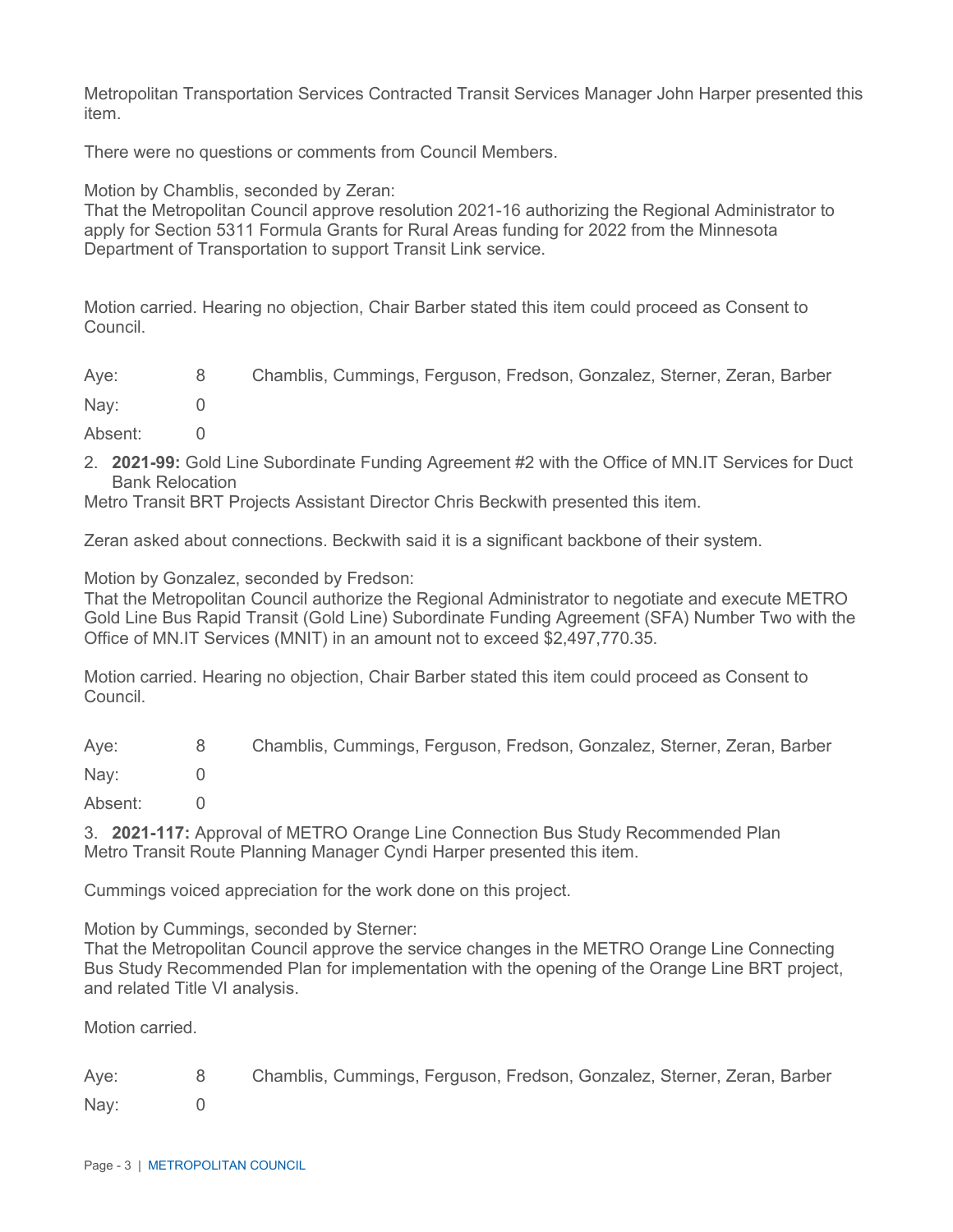Metropolitan Transportation Services Contracted Transit Services Manager John Harper presented this item.

There were no questions or comments from Council Members.

Motion by Chamblis, seconded by Zeran:
That the Metropolitan Council approve resolution 2021-16 authorizing the Regional Administrator to apply for Section 5311 Formula Grants for Rural Areas funding for 2022 from the Minnesota Department of Transportation to support Transit Link service.

Motion carried. Hearing no objection, Chair Barber stated this item could proceed as Consent to Council.

| | | |
|---|---|---|
| Aye: | 8 | Chamblis, Cummings, Ferguson, Fredson, Gonzalez, Sterner, Zeran, Barber |
| Nay: | 0 | |
| Absent: | 0 | |

2. **2021-99:** Gold Line Subordinate Funding Agreement #2 with the Office of MN.IT Services for Duct Bank Relocation

Metro Transit BRT Projects Assistant Director Chris Beckwith presented this item.

Zeran asked about connections. Beckwith said it is a significant backbone of their system.

Motion by Gonzalez, seconded by Fredson:
That the Metropolitan Council authorize the Regional Administrator to negotiate and execute METRO Gold Line Bus Rapid Transit (Gold Line) Subordinate Funding Agreement (SFA) Number Two with the Office of MN.IT Services (MNIT) in an amount not to exceed $2,497,770.35.

Motion carried. Hearing no objection, Chair Barber stated this item could proceed as Consent to Council.

| | | |
|---|---|---|
| Aye: | 8 | Chamblis, Cummings, Ferguson, Fredson, Gonzalez, Sterner, Zeran, Barber |
| Nay: | 0 | |
| Absent: | 0 | |

3. **2021-117:** Approval of METRO Orange Line Connection Bus Study Recommended Plan

Metro Transit Route Planning Manager Cyndi Harper presented this item.

Cummings voiced appreciation for the work done on this project.

Motion by Cummings, seconded by Sterner:
That the Metropolitan Council approve the service changes in the METRO Orange Line Connecting Bus Study Recommended Plan for implementation with the opening of the Orange Line BRT project, and related Title VI analysis.

Motion carried.

| | | |
|---|---|---|
| Aye: | 8 | Chamblis, Cummings, Ferguson, Fredson, Gonzalez, Sterner, Zeran, Barber |
| Nay: | 0 | |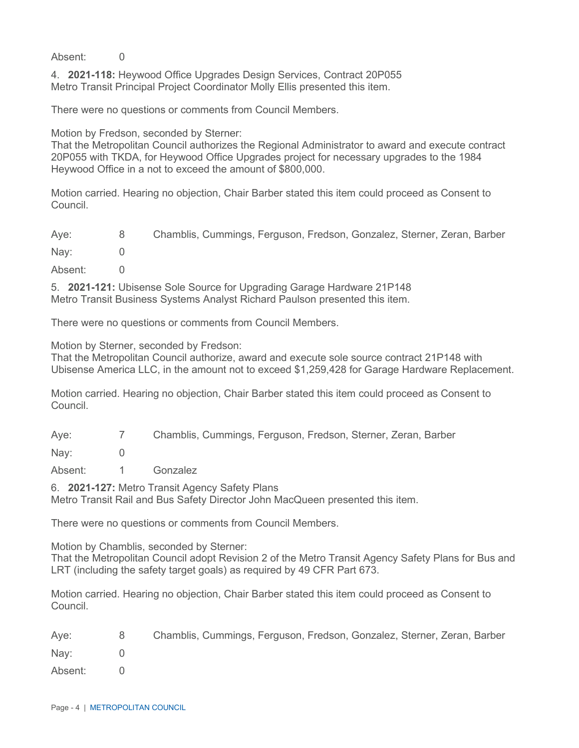Absent: 0

4. **2021-118:** Heywood Office Upgrades Design Services, Contract 20P055
Metro Transit Principal Project Coordinator Molly Ellis presented this item.

There were no questions or comments from Council Members.

Motion by Fredson, seconded by Sterner:
That the Metropolitan Council authorizes the Regional Administrator to award and execute contract 20P055 with TKDA, for Heywood Office Upgrades project for necessary upgrades to the 1984 Heywood Office in a not to exceed the amount of $800,000.

Motion carried. Hearing no objection, Chair Barber stated this item could proceed as Consent to Council.

| | | |
|---|---|---|
| Aye: | 8 | Chamblis, Cummings, Ferguson, Fredson, Gonzalez, Sterner, Zeran, Barber |
| Nay: | 0 | |
| Absent: | 0 | |

5. **2021-121:** Ubisense Sole Source for Upgrading Garage Hardware 21P148
Metro Transit Business Systems Analyst Richard Paulson presented this item.

There were no questions or comments from Council Members.

Motion by Sterner, seconded by Fredson:
That the Metropolitan Council authorize, award and execute sole source contract 21P148 with Ubisense America LLC, in the amount not to exceed $1,259,428 for Garage Hardware Replacement.

Motion carried. Hearing no objection, Chair Barber stated this item could proceed as Consent to Council.

| | | |
|---|---|---|
| Aye: | 7 | Chamblis, Cummings, Ferguson, Fredson, Sterner, Zeran, Barber |
| Nay: | 0 | |
| Absent: | 1 | Gonzalez |

6. **2021-127:** Metro Transit Agency Safety Plans
Metro Transit Rail and Bus Safety Director John MacQueen presented this item.

There were no questions or comments from Council Members.

Motion by Chamblis, seconded by Sterner:
That the Metropolitan Council adopt Revision 2 of the Metro Transit Agency Safety Plans for Bus and LRT (including the safety target goals) as required by 49 CFR Part 673.

Motion carried. Hearing no objection, Chair Barber stated this item could proceed as Consent to Council.

| | | |
|---|---|---|
| Aye: | 8 | Chamblis, Cummings, Ferguson, Fredson, Gonzalez, Sterner, Zeran, Barber |
| Nay: | 0 | |
| Absent: | 0 | |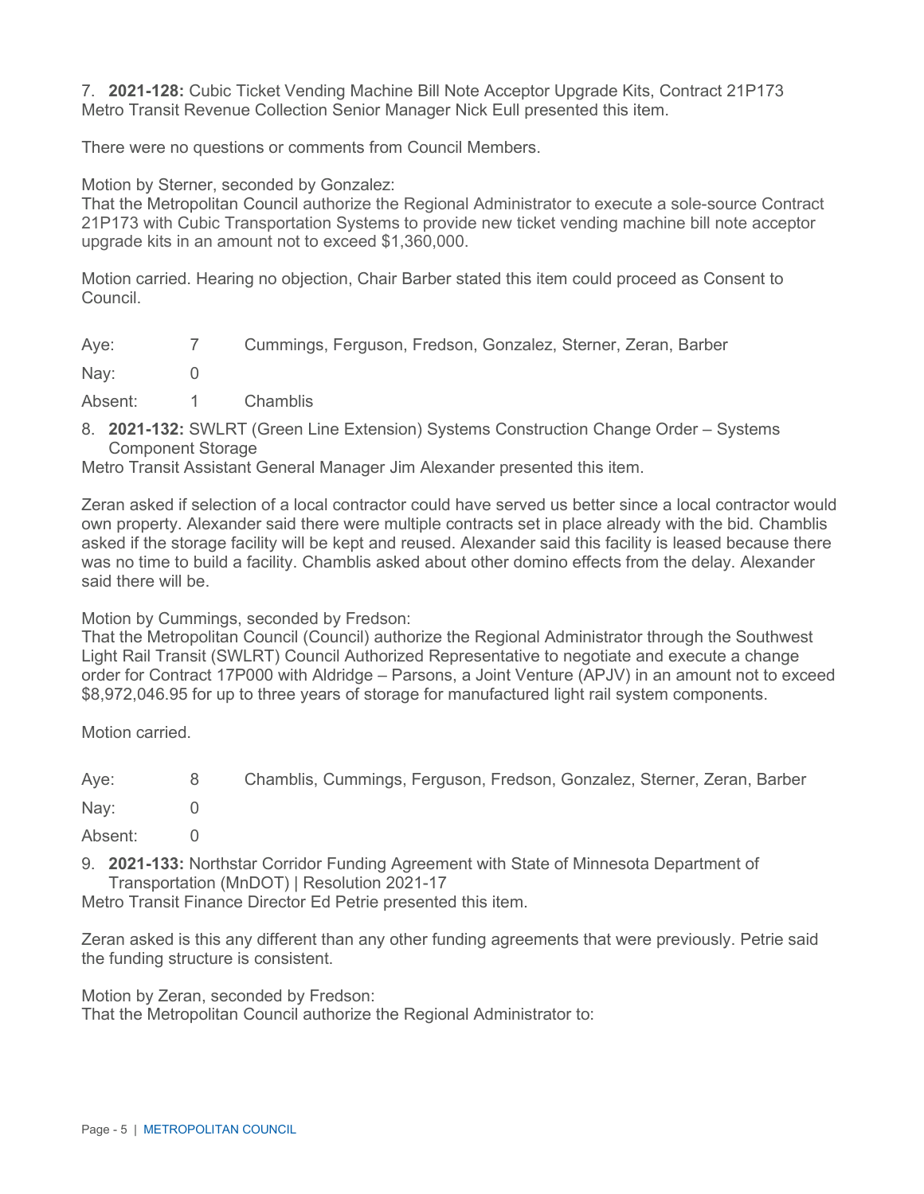7. **2021-128:** Cubic Ticket Vending Machine Bill Note Acceptor Upgrade Kits, Contract 21P173
Metro Transit Revenue Collection Senior Manager Nick Eull presented this item.

There were no questions or comments from Council Members.

Motion by Sterner, seconded by Gonzalez:
That the Metropolitan Council authorize the Regional Administrator to execute a sole-source Contract 21P173 with Cubic Transportation Systems to provide new ticket vending machine bill note acceptor upgrade kits in an amount not to exceed $1,360,000.

Motion carried. Hearing no objection, Chair Barber stated this item could proceed as Consent to Council.

| | | |
|---|---|---|
| Aye: | 7 | Cummings, Ferguson, Fredson, Gonzalez, Sterner, Zeran, Barber |
| Nay: | 0 | |
| Absent: | 1 | Chamblis |

8. **2021-132:** SWLRT (Green Line Extension) Systems Construction Change Order – Systems Component Storage
Metro Transit Assistant General Manager Jim Alexander presented this item.

Zeran asked if selection of a local contractor could have served us better since a local contractor would own property. Alexander said there were multiple contracts set in place already with the bid. Chamblis asked if the storage facility will be kept and reused. Alexander said this facility is leased because there was no time to build a facility. Chamblis asked about other domino effects from the delay. Alexander said there will be.

Motion by Cummings, seconded by Fredson:
That the Metropolitan Council (Council) authorize the Regional Administrator through the Southwest Light Rail Transit (SWLRT) Council Authorized Representative to negotiate and execute a change order for Contract 17P000 with Aldridge – Parsons, a Joint Venture (APJV) in an amount not to exceed $8,972,046.95 for up to three years of storage for manufactured light rail system components.

Motion carried.

| | | |
|---|---|---|
| Aye: | 8 | Chamblis, Cummings, Ferguson, Fredson, Gonzalez, Sterner, Zeran, Barber |
| Nay: | 0 | |
| Absent: | 0 | |

9. **2021-133:** Northstar Corridor Funding Agreement with State of Minnesota Department of Transportation (MnDOT) | Resolution 2021-17
Metro Transit Finance Director Ed Petrie presented this item.

Zeran asked is this any different than any other funding agreements that were previously. Petrie said the funding structure is consistent.

Motion by Zeran, seconded by Fredson:
That the Metropolitan Council authorize the Regional Administrator to: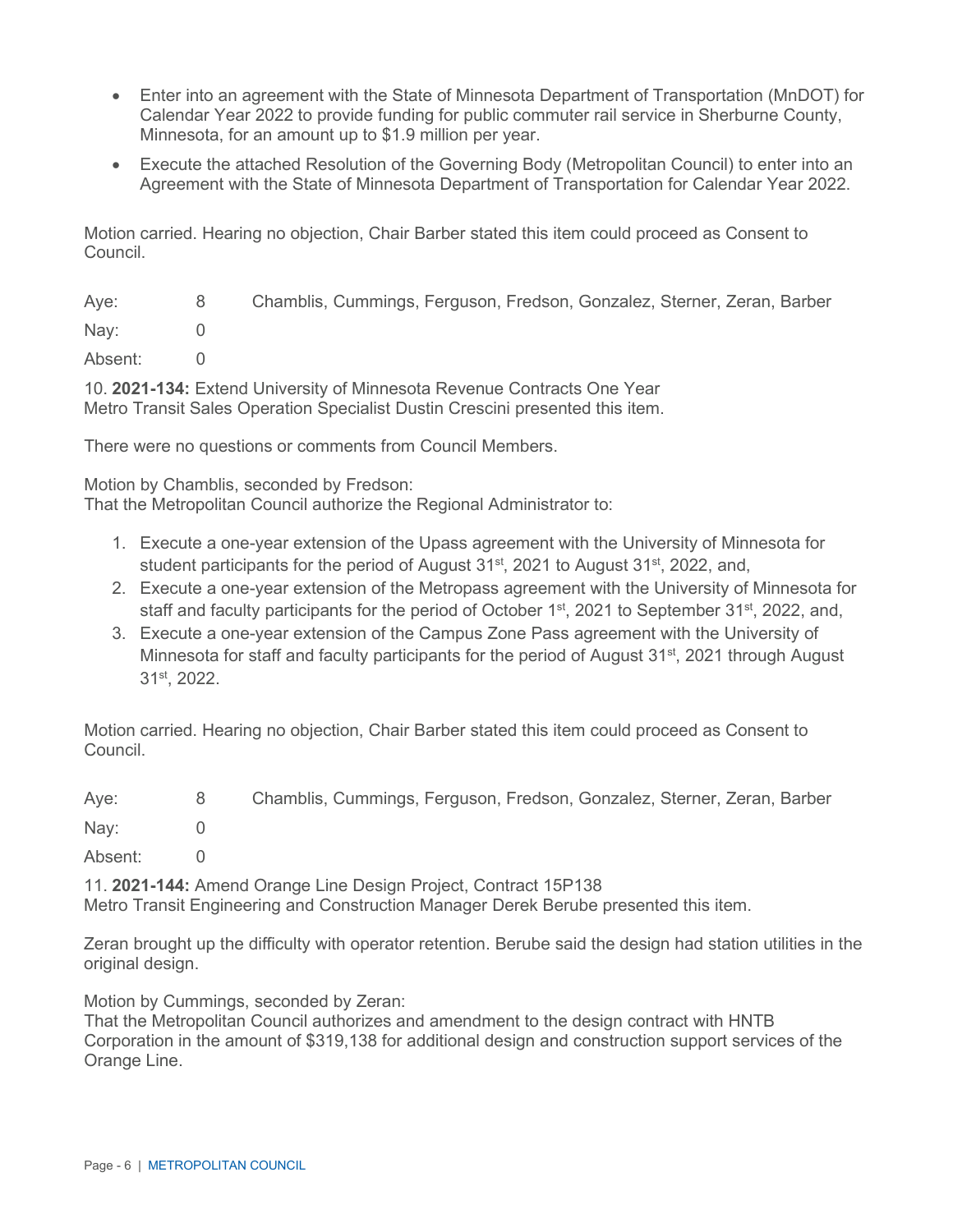- Enter into an agreement with the State of Minnesota Department of Transportation (MnDOT) for Calendar Year 2022 to provide funding for public commuter rail service in Sherburne County, Minnesota, for an amount up to $1.9 million per year.
- Execute the attached Resolution of the Governing Body (Metropolitan Council) to enter into an Agreement with the State of Minnesota Department of Transportation for Calendar Year 2022.

Motion carried. Hearing no objection, Chair Barber stated this item could proceed as Consent to Council.

| | | |
|---|---|---|
| Aye: | 8 | Chamblis, Cummings, Ferguson, Fredson, Gonzalez, Sterner, Zeran, Barber |
| Nay: | 0 | |
| Absent: | 0 | |

10. **2021-134:** Extend University of Minnesota Revenue Contracts One Year
Metro Transit Sales Operation Specialist Dustin Crescini presented this item.

There were no questions or comments from Council Members.

Motion by Chamblis, seconded by Fredson:
That the Metropolitan Council authorize the Regional Administrator to:

1. Execute a one-year extension of the Upass agreement with the University of Minnesota for student participants for the period of August 31st, 2021 to August 31st, 2022, and,
2. Execute a one-year extension of the Metropass agreement with the University of Minnesota for staff and faculty participants for the period of October 1st, 2021 to September 31st, 2022, and,
3. Execute a one-year extension of the Campus Zone Pass agreement with the University of Minnesota for staff and faculty participants for the period of August 31st, 2021 through August 31st, 2022.

Motion carried. Hearing no objection, Chair Barber stated this item could proceed as Consent to Council.

| | | |
|---|---|---|
| Aye: | 8 | Chamblis, Cummings, Ferguson, Fredson, Gonzalez, Sterner, Zeran, Barber |
| Nay: | 0 | |
| Absent: | 0 | |

11. **2021-144:** Amend Orange Line Design Project, Contract 15P138
Metro Transit Engineering and Construction Manager Derek Berube presented this item.

Zeran brought up the difficulty with operator retention. Berube said the design had station utilities in the original design.

Motion by Cummings, seconded by Zeran:
That the Metropolitan Council authorizes and amendment to the design contract with HNTB Corporation in the amount of $319,138 for additional design and construction support services of the Orange Line.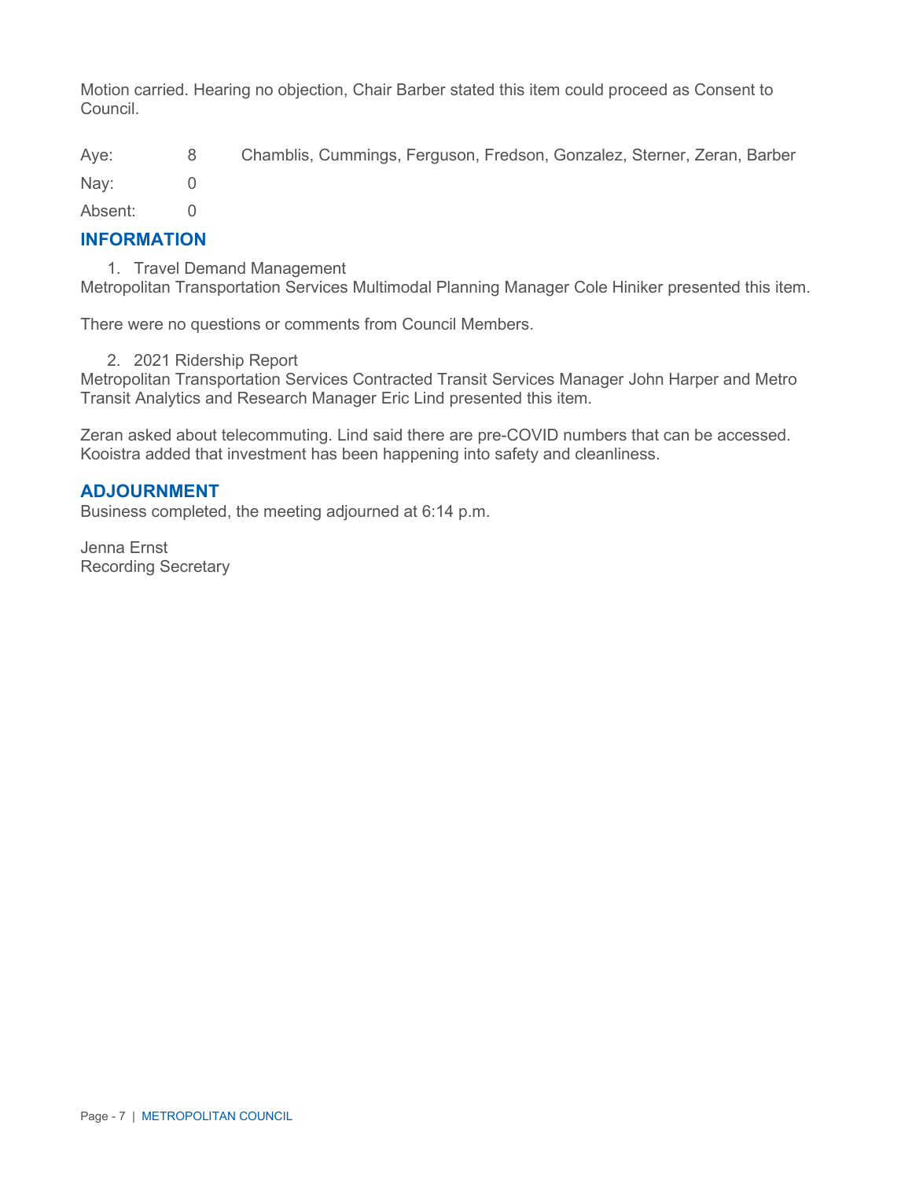Motion carried. Hearing no objection, Chair Barber stated this item could proceed as Consent to Council.

| | | |
|---|---|---|
| Aye: | 8 | Chamblis, Cummings, Ferguson, Fredson, Gonzalez, Sterner, Zeran, Barber |
| Nay: | 0 | |
| Absent: | 0 | |

## INFORMATION

1. Travel Demand Management

Metropolitan Transportation Services Multimodal Planning Manager Cole Hiniker presented this item.

There were no questions or comments from Council Members.

2. 2021 Ridership Report

Metropolitan Transportation Services Contracted Transit Services Manager John Harper and Metro Transit Analytics and Research Manager Eric Lind presented this item.

Zeran asked about telecommuting. Lind said there are pre-COVID numbers that can be accessed. Kooistra added that investment has been happening into safety and cleanliness.

## ADJOURNMENT

Business completed, the meeting adjourned at 6:14 p.m.

Jenna Ernst
Recording Secretary